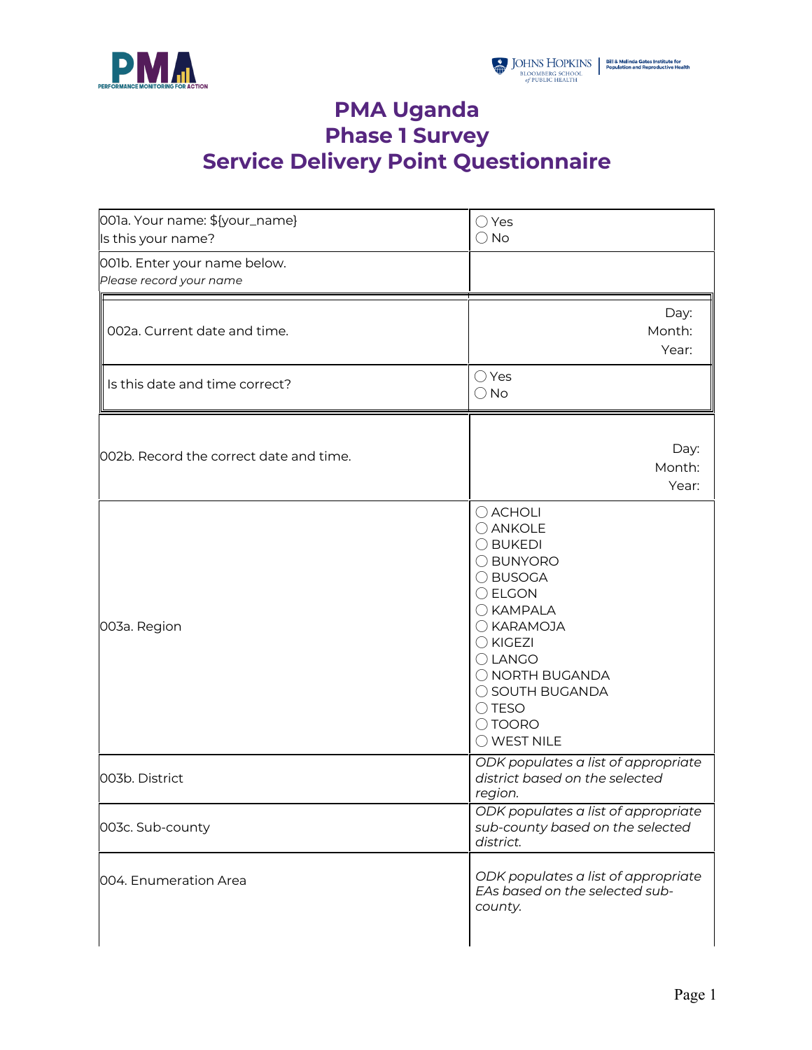# PMA Uganda
# Phase 1 Survey
# Service Delivery Point Questionnaire

| | |
|---|---|
| 001a. Your name: ${your_name}<br>Is this your name? | ◯ Yes<br>◯ No |
| 001b. Enter your name below.<br>*Please record your name* | |
| 002a. Current date and time. | Day:<br>Month:<br>Year: |
| Is this date and time correct? | ◯ Yes<br>◯ No |
| 002b. Record the correct date and time. | Day:<br>Month:<br>Year: |
| 003a. Region | ◯ ACHOLI<br>◯ ANKOLE<br>◯ BUKEDI<br>◯ BUNYORO<br>◯ BUSOGA<br>◯ ELGON<br>◯ KAMPALA<br>◯ KARAMOJA<br>◯ KIGEZI<br>◯ LANGO<br>◯ NORTH BUGANDA<br>◯ SOUTH BUGANDA<br>◯ TESO<br>◯ TOORO<br>◯ WEST NILE |
| 003b. District | *ODK populates a list of appropriate district based on the selected region.* |
| 003c. Sub-county | *ODK populates a list of appropriate sub-county based on the selected district.* |
| 004. Enumeration Area | *ODK populates a list of appropriate EAs based on the selected sub-county.* |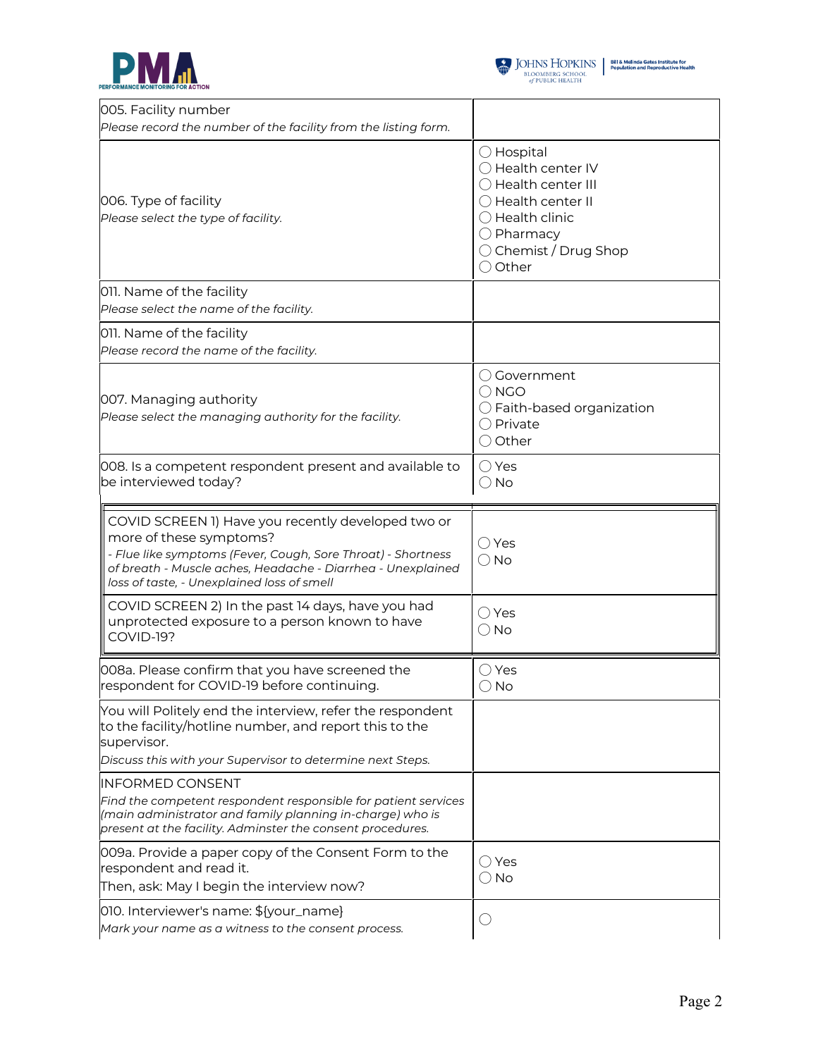| | |
|---|---|
| 005. Facility number<br>*Please record the number of the facility from the listing form.* | |
| 006. Type of facility<br>*Please select the type of facility.* | ◯ Hospital<br>◯ Health center IV<br>◯ Health center III<br>◯ Health center II<br>◯ Health clinic<br>◯ Pharmacy<br>◯ Chemist / Drug Shop<br>◯ Other |
| 011. Name of the facility<br>*Please select the name of the facility.* | |
| 011. Name of the facility<br>*Please record the name of the facility.* | |
| 007. Managing authority<br>*Please select the managing authority for the facility.* | ◯ Government<br>◯ NGO<br>◯ Faith-based organization<br>◯ Private<br>◯ Other |
| 008. Is a competent respondent present and available to be interviewed today? | ◯ Yes<br>◯ No |
| COVID SCREEN 1) Have you recently developed two or more of these symptoms?<br>*- Flue like symptoms (Fever, Cough, Sore Throat) - Shortness of breath - Muscle aches, Headache - Diarrhea - Unexplained loss of taste, - Unexplained loss of smell* | ◯ Yes<br>◯ No |
| COVID SCREEN 2) In the past 14 days, have you had unprotected exposure to a person known to have COVID-19? | ◯ Yes<br>◯ No |
| 008a. Please confirm that you have screened the respondent for COVID-19 before continuing. | ◯ Yes<br>◯ No |
| You will Politely end the interview, refer the respondent to the facility/hotline number, and report this to the supervisor.<br>*Discuss this with your Supervisor to determine next Steps.* | |
| INFORMED CONSENT<br>*Find the competent respondent responsible for patient services (main administrator and family planning in-charge) who is present at the facility. Adminster the consent procedures.* | |
| 009a. Provide a paper copy of the Consent Form to the respondent and read it.<br>Then, ask: May I begin the interview now? | ◯ Yes<br>◯ No |
| 010. Interviewer's name: ${your_name}<br>*Mark your name as a witness to the consent process.* | ◯ |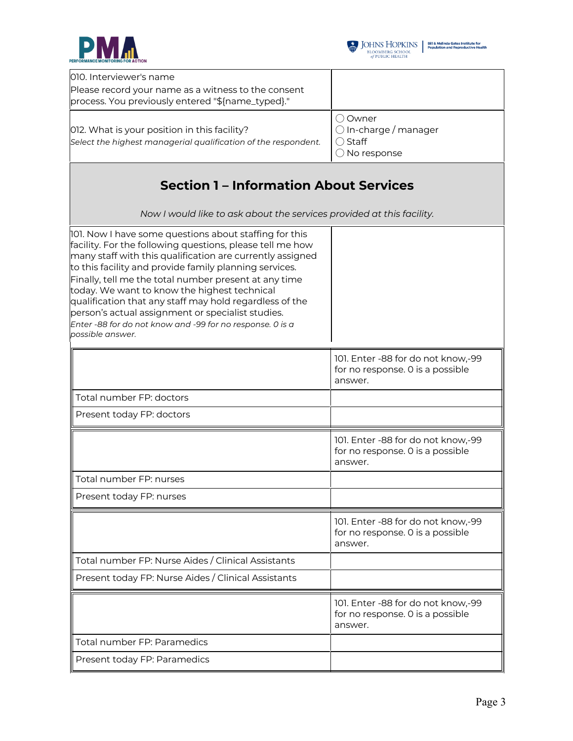| | |
|---|---|
| 010. Interviewer's name<br>Please record your name as a witness to the consent process. You previously entered "${name_typed}." | |
| 012. What is your position in this facility?<br>*Select the highest managerial qualification of the respondent.* | ◯ Owner<br>◯ In-charge / manager<br>◯ Staff<br>◯ No response |

## Section 1 – Information About Services

*Now I would like to ask about the services provided at this facility.*

| | |
|---|---|
| 101. Now I have some questions about staffing for this facility. For the following questions, please tell me how many staff with this qualification are currently assigned to this facility and provide family planning services. Finally, tell me the total number present at any time today. We want to know the highest technical qualification that any staff may hold regardless of the person's actual assignment or specialist studies.<br>*Enter -88 for do not know and -99 for no response. 0 is a possible answer.* | |

| | 101. Enter -88 for do not know,-99 for no response. 0 is a possible answer. |
|---|---|
| Total number FP: doctors | |
| Present today FP: doctors | |

| | 101. Enter -88 for do not know,-99 for no response. 0 is a possible answer. |
|---|---|
| Total number FP: nurses | |
| Present today FP: nurses | |

| | 101. Enter -88 for do not know,-99 for no response. 0 is a possible answer. |
|---|---|
| Total number FP: Nurse Aides / Clinical Assistants | |
| Present today FP: Nurse Aides / Clinical Assistants | |

| | 101. Enter -88 for do not know,-99 for no response. 0 is a possible answer. |
|---|---|
| Total number FP: Paramedics | |
| Present today FP: Paramedics | |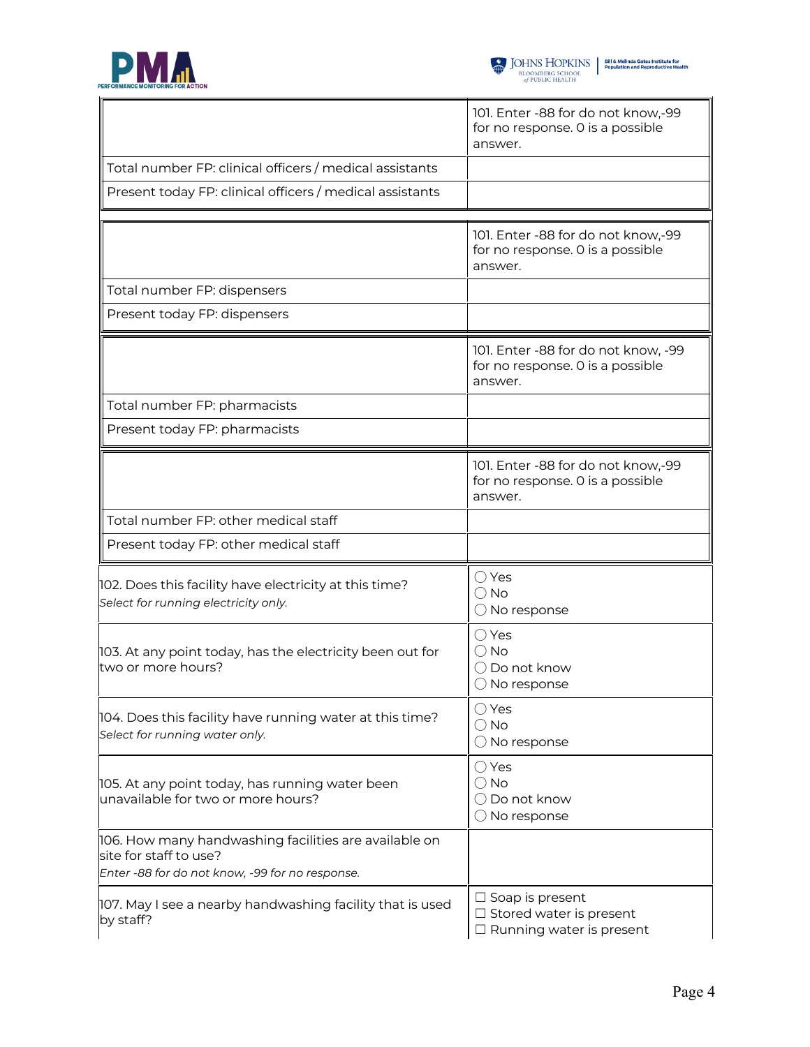| | 101. Enter -88 for do not know,-99 for no response. 0 is a possible answer. |
|---|---|
| Total number FP: clinical officers / medical assistants | |
| Present today FP: clinical officers / medical assistants | |

| | 101. Enter -88 for do not know,-99 for no response. 0 is a possible answer. |
|---|---|
| Total number FP: dispensers | |
| Present today FP: dispensers | |

| | 101. Enter -88 for do not know, -99 for no response. 0 is a possible answer. |
|---|---|
| Total number FP: pharmacists | |
| Present today FP: pharmacists | |

| | 101. Enter -88 for do not know,-99 for no response. 0 is a possible answer. |
|---|---|
| Total number FP: other medical staff | |
| Present today FP: other medical staff | |

| | |
|---|---|
| 102. Does this facility have electricity at this time?<br>*Select for running electricity only.* | ◯ Yes<br>◯ No<br>◯ No response |
| 103. At any point today, has the electricity been out for two or more hours? | ◯ Yes<br>◯ No<br>◯ Do not know<br>◯ No response |
| 104. Does this facility have running water at this time?<br>*Select for running water only.* | ◯ Yes<br>◯ No<br>◯ No response |
| 105. At any point today, has running water been unavailable for two or more hours? | ◯ Yes<br>◯ No<br>◯ Do not know<br>◯ No response |
| 106. How many handwashing facilities are available on site for staff to use?<br>*Enter -88 for do not know, -99 for no response.* | |
| 107. May I see a nearby handwashing facility that is used by staff? | ☐ Soap is present<br>☐ Stored water is present<br>☐ Running water is present |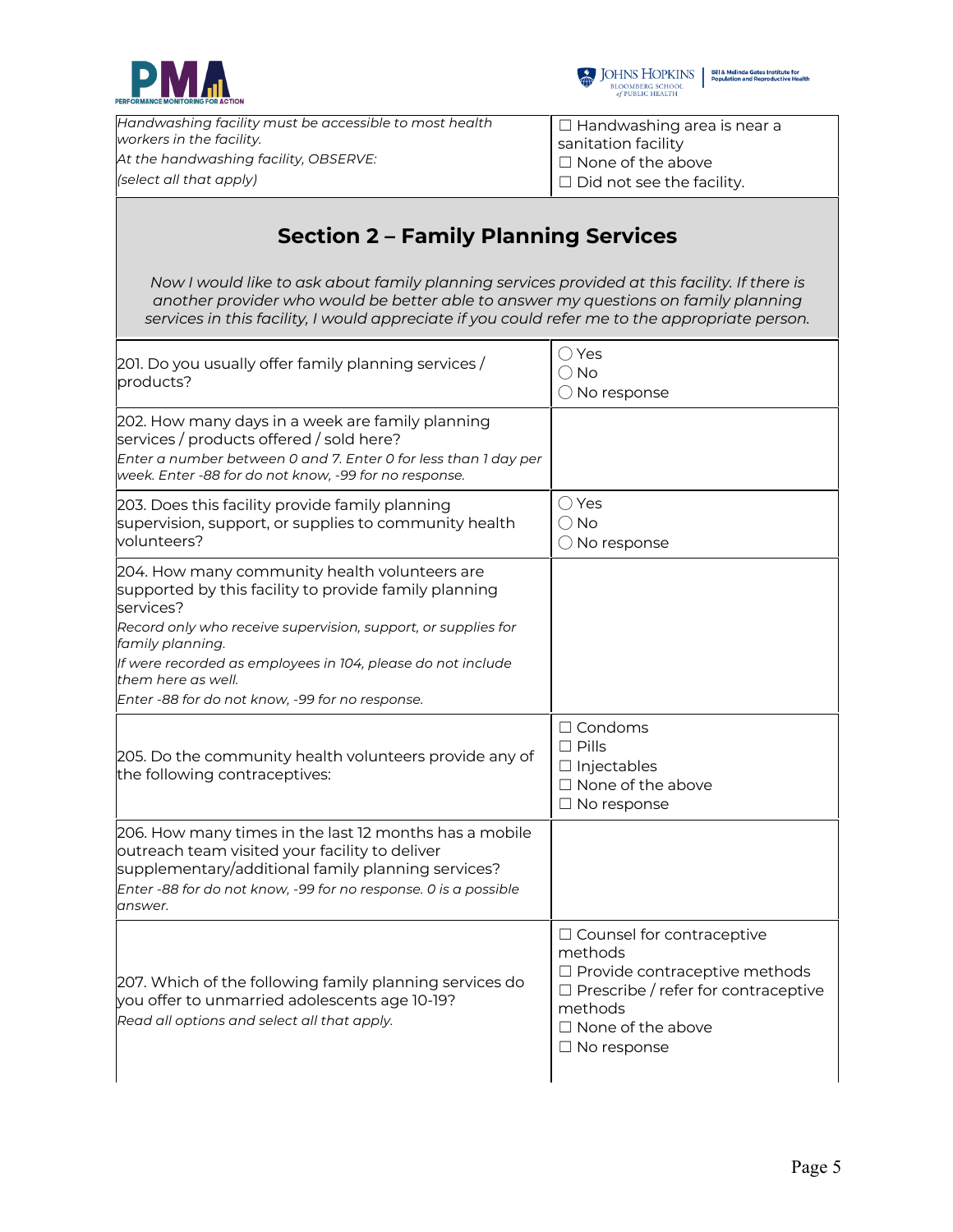| | |
|---|---|
| *Handwashing facility must be accessible to most health workers in the facility.*<br>*At the handwashing facility, OBSERVE:*<br>*(select all that apply)* | ☐ Handwashing area is near a sanitation facility<br>☐ None of the above<br>☐ Did not see the facility. |

## Section 2 – Family Planning Services

*Now I would like to ask about family planning services provided at this facility. If there is another provider who would be better able to answer my questions on family planning services in this facility, I would appreciate if you could refer me to the appropriate person.*

| | |
|---|---|
| 201. Do you usually offer family planning services / products? | ◯ Yes<br>◯ No<br>◯ No response |
| 202. How many days in a week are family planning services / products offered / sold here?<br>*Enter a number between 0 and 7. Enter 0 for less than 1 day per week. Enter -88 for do not know, -99 for no response.* | |
| 203. Does this facility provide family planning supervision, support, or supplies to community health volunteers? | ◯ Yes<br>◯ No<br>◯ No response |
| 204. How many community health volunteers are supported by this facility to provide family planning services?<br>*Record only who receive supervision, support, or supplies for family planning.*<br>*If were recorded as employees in 104, please do not include them here as well.*<br>*Enter -88 for do not know, -99 for no response.* | |
| 205. Do the community health volunteers provide any of the following contraceptives: | ☐ Condoms<br>☐ Pills<br>☐ Injectables<br>☐ None of the above<br>☐ No response |
| 206. How many times in the last 12 months has a mobile outreach team visited your facility to deliver supplementary/additional family planning services?<br>*Enter -88 for do not know, -99 for no response. 0 is a possible answer.* | |
| 207. Which of the following family planning services do you offer to unmarried adolescents age 10-19?<br>*Read all options and select all that apply.* | ☐ Counsel for contraceptive methods<br>☐ Provide contraceptive methods<br>☐ Prescribe / refer for contraceptive methods<br>☐ None of the above<br>☐ No response |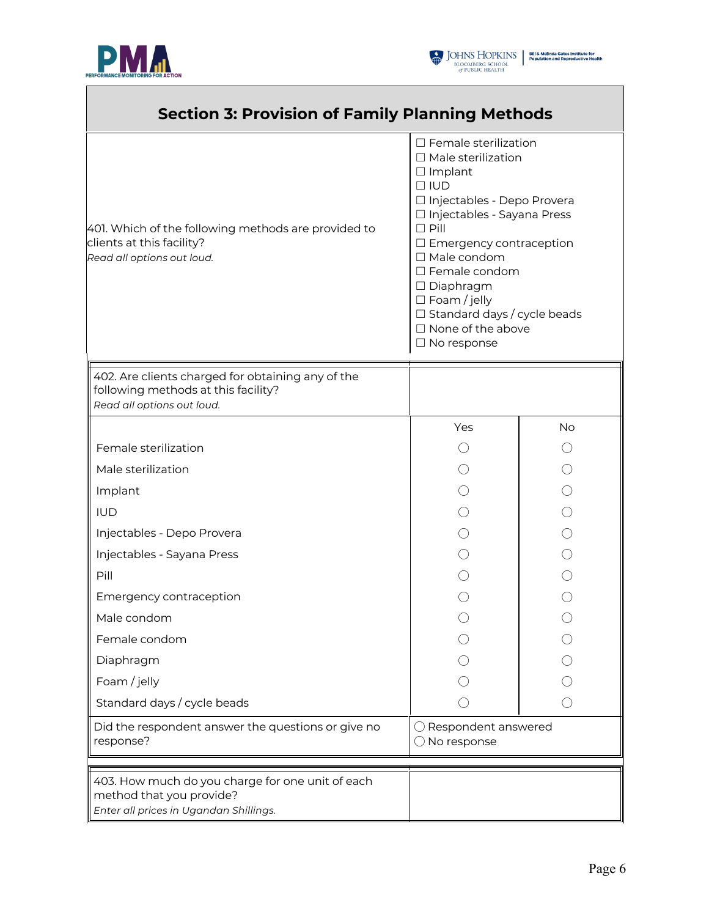## Section 3: Provision of Family Planning Methods

| | |
|---|---|
| 401. Which of the following methods are provided to clients at this facility?<br>*Read all options out loud.* | ☐ Female sterilization<br>☐ Male sterilization<br>☐ Implant<br>☐ IUD<br>☐ Injectables - Depo Provera<br>☐ Injectables - Sayana Press<br>☐ Pill<br>☐ Emergency contraception<br>☐ Male condom<br>☐ Female condom<br>☐ Diaphragm<br>☐ Foam / jelly<br>☐ Standard days / cycle beads<br>☐ None of the above<br>☐ No response |

| 402. Are clients charged for obtaining any of the following methods at this facility?<br>*Read all options out loud.* | | |
|---|---|---|
| | Yes | No |
| Female sterilization | ◯ | ◯ |
| Male sterilization | ◯ | ◯ |
| Implant | ◯ | ◯ |
| IUD | ◯ | ◯ |
| Injectables - Depo Provera | ◯ | ◯ |
| Injectables - Sayana Press | ◯ | ◯ |
| Pill | ◯ | ◯ |
| Emergency contraception | ◯ | ◯ |
| Male condom | ◯ | ◯ |
| Female condom | ◯ | ◯ |
| Diaphragm | ◯ | ◯ |
| Foam / jelly | ◯ | ◯ |
| Standard days / cycle beads | ◯ | ◯ |
| Did the respondent answer the questions or give no response? | ◯ Respondent answered<br>◯ No response | |

| | |
|---|---|
| 403. How much do you charge for one unit of each method that you provide?<br>*Enter all prices in Ugandan Shillings.* | |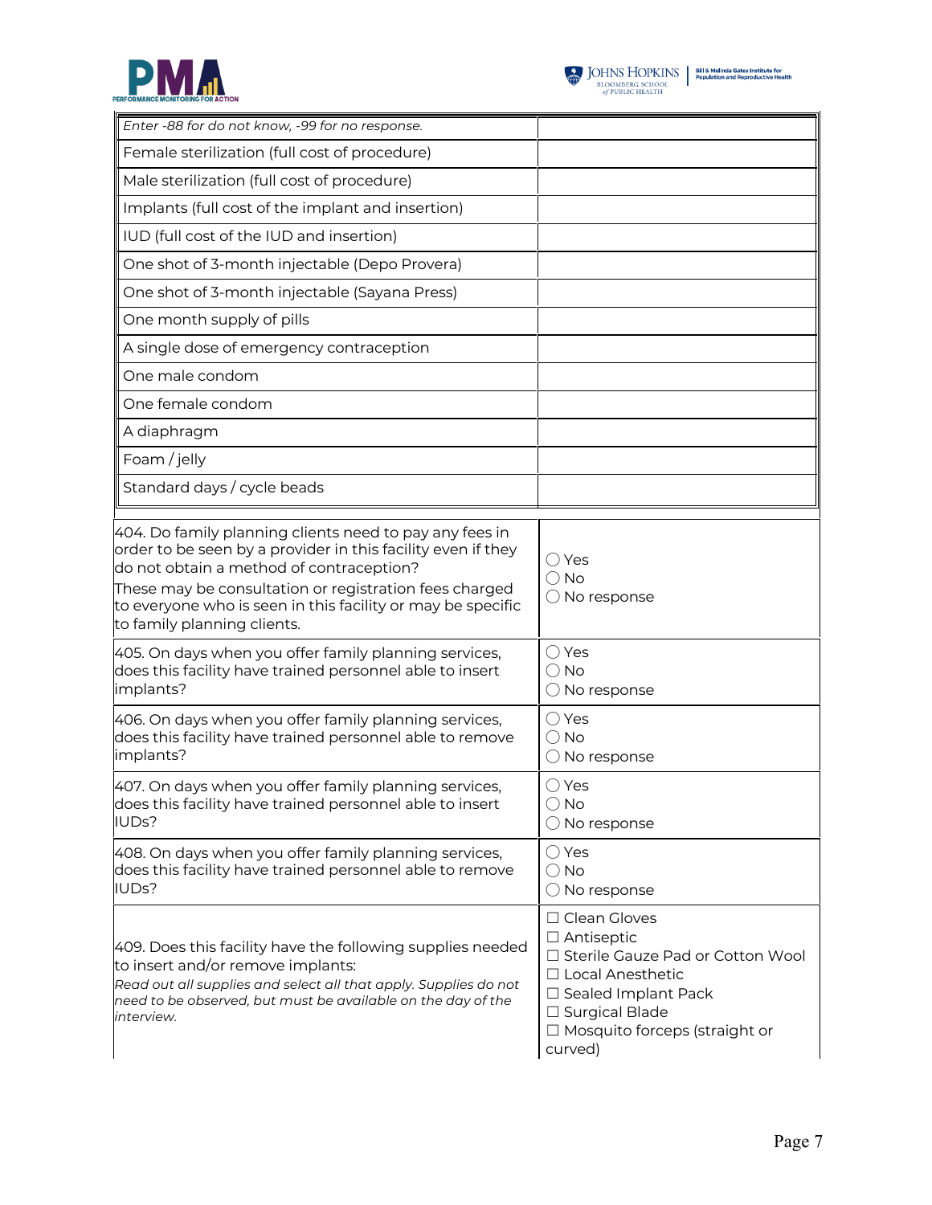| | |
|---|---|
| *Enter -88 for do not know, -99 for no response.* | |
| Female sterilization (full cost of procedure) | |
| Male sterilization (full cost of procedure) | |
| Implants (full cost of the implant and insertion) | |
| IUD (full cost of the IUD and insertion) | |
| One shot of 3-month injectable (Depo Provera) | |
| One shot of 3-month injectable (Sayana Press) | |
| One month supply of pills | |
| A single dose of emergency contraception | |
| One male condom | |
| One female condom | |
| A diaphragm | |
| Foam / jelly | |
| Standard days / cycle beads | |

| | |
|---|---|
| 404. Do family planning clients need to pay any fees in order to be seen by a provider in this facility even if they do not obtain a method of contraception?<br>These may be consultation or registration fees charged to everyone who is seen in this facility or may be specific to family planning clients. | ◯ Yes<br>◯ No<br>◯ No response |
| 405. On days when you offer family planning services, does this facility have trained personnel able to insert implants? | ◯ Yes<br>◯ No<br>◯ No response |
| 406. On days when you offer family planning services, does this facility have trained personnel able to remove implants? | ◯ Yes<br>◯ No<br>◯ No response |
| 407. On days when you offer family planning services, does this facility have trained personnel able to insert IUDs? | ◯ Yes<br>◯ No<br>◯ No response |
| 408. On days when you offer family planning services, does this facility have trained personnel able to remove IUDs? | ◯ Yes<br>◯ No<br>◯ No response |
| 409. Does this facility have the following supplies needed to insert and/or remove implants:<br>*Read out all supplies and select all that apply. Supplies do not need to be observed, but must be available on the day of the interview.* | ☐ Clean Gloves<br>☐ Antiseptic<br>☐ Sterile Gauze Pad or Cotton Wool<br>☐ Local Anesthetic<br>☐ Sealed Implant Pack<br>☐ Surgical Blade<br>☐ Mosquito forceps (straight or curved) |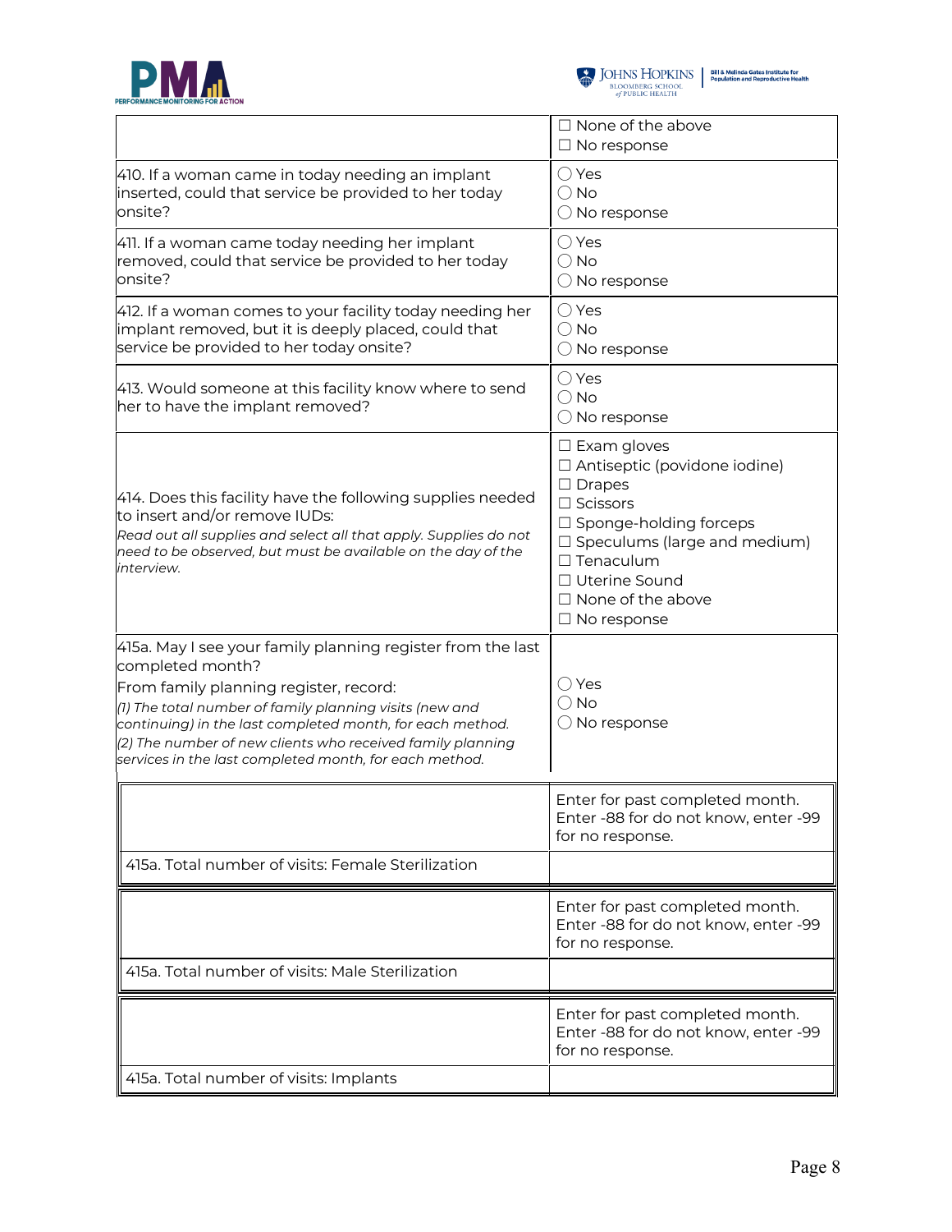| | |
|---|---|
| | ☐ None of the above<br>☐ No response |
| 410. If a woman came in today needing an implant inserted, could that service be provided to her today onsite? | ◯ Yes<br>◯ No<br>◯ No response |
| 411. If a woman came today needing her implant removed, could that service be provided to her today onsite? | ◯ Yes<br>◯ No<br>◯ No response |
| 412. If a woman comes to your facility today needing her implant removed, but it is deeply placed, could that service be provided to her today onsite? | ◯ Yes<br>◯ No<br>◯ No response |
| 413. Would someone at this facility know where to send her to have the implant removed? | ◯ Yes<br>◯ No<br>◯ No response |
| 414. Does this facility have the following supplies needed to insert and/or remove IUDs:<br>*Read out all supplies and select all that apply. Supplies do not need to be observed, but must be available on the day of the interview.* | ☐ Exam gloves<br>☐ Antiseptic (povidone iodine)<br>☐ Drapes<br>☐ Scissors<br>☐ Sponge-holding forceps<br>☐ Speculums (large and medium)<br>☐ Tenaculum<br>☐ Uterine Sound<br>☐ None of the above<br>☐ No response |
| 415a. May I see your family planning register from the last completed month?<br>From family planning register, record:<br>*(1) The total number of family planning visits (new and continuing) in the last completed month, for each method.*<br>*(2) The number of new clients who received family planning services in the last completed month, for each method.* | ◯ Yes<br>◯ No<br>◯ No response |

| | |
|---|---|
| | Enter for past completed month. Enter -88 for do not know, enter -99 for no response. |
| 415a. Total number of visits: Female Sterilization | |

| | |
|---|---|
| | Enter for past completed month. Enter -88 for do not know, enter -99 for no response. |
| 415a. Total number of visits: Male Sterilization | |

| | |
|---|---|
| | Enter for past completed month. Enter -88 for do not know, enter -99 for no response. |
| 415a. Total number of visits: Implants | |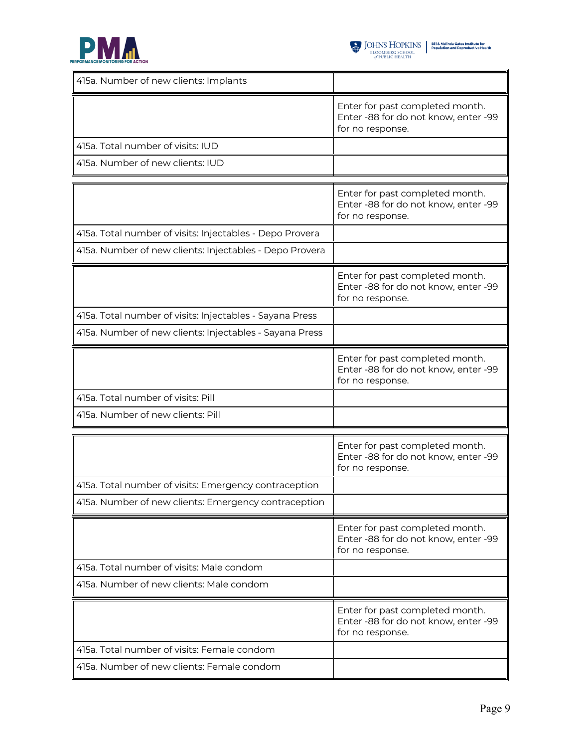| | |
|---|---|
| 415a. Number of new clients: Implants | |

| | |
|---|---|
| | Enter for past completed month. Enter -88 for do not know, enter -99 for no response. |
| 415a. Total number of visits: IUD | |
| 415a. Number of new clients: IUD | |

| | |
|---|---|
| | Enter for past completed month. Enter -88 for do not know, enter -99 for no response. |
| 415a. Total number of visits: Injectables - Depo Provera | |
| 415a. Number of new clients: Injectables - Depo Provera | |

| | |
|---|---|
| | Enter for past completed month. Enter -88 for do not know, enter -99 for no response. |
| 415a. Total number of visits: Injectables - Sayana Press | |
| 415a. Number of new clients: Injectables - Sayana Press | |

| | |
|---|---|
| | Enter for past completed month. Enter -88 for do not know, enter -99 for no response. |
| 415a. Total number of visits: Pill | |
| 415a. Number of new clients: Pill | |

| | |
|---|---|
| | Enter for past completed month. Enter -88 for do not know, enter -99 for no response. |
| 415a. Total number of visits: Emergency contraception | |
| 415a. Number of new clients: Emergency contraception | |

| | |
|---|---|
| | Enter for past completed month. Enter -88 for do not know, enter -99 for no response. |
| 415a. Total number of visits: Male condom | |
| 415a. Number of new clients: Male condom | |

| | |
|---|---|
| | Enter for past completed month. Enter -88 for do not know, enter -99 for no response. |
| 415a. Total number of visits: Female condom | |
| 415a. Number of new clients: Female condom | |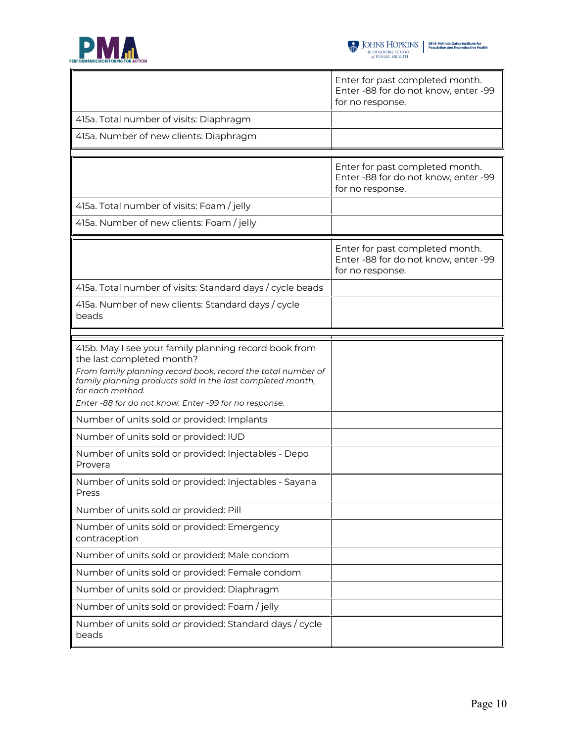| | Enter for past completed month. Enter -88 for do not know, enter -99 for no response. |
|---|---|
| 415a. Total number of visits: Diaphragm | |
| 415a. Number of new clients: Diaphragm | |

| | Enter for past completed month. Enter -88 for do not know, enter -99 for no response. |
|---|---|
| 415a. Total number of visits: Foam / jelly | |
| 415a. Number of new clients: Foam / jelly | |

| | Enter for past completed month. Enter -88 for do not know, enter -99 for no response. |
|---|---|
| 415a. Total number of visits: Standard days / cycle beads | |
| 415a. Number of new clients: Standard days / cycle beads | |

| | |
|---|---|
| 415b. May I see your family planning record book from the last completed month? *From family planning record book, record the total number of family planning products sold in the last completed month, for each method.* *Enter -88 for do not know. Enter -99 for no response.* | |
| Number of units sold or provided: Implants | |
| Number of units sold or provided: IUD | |
| Number of units sold or provided: Injectables - Depo Provera | |
| Number of units sold or provided: Injectables - Sayana Press | |
| Number of units sold or provided: Pill | |
| Number of units sold or provided: Emergency contraception | |
| Number of units sold or provided: Male condom | |
| Number of units sold or provided: Female condom | |
| Number of units sold or provided: Diaphragm | |
| Number of units sold or provided: Foam / jelly | |
| Number of units sold or provided: Standard days / cycle beads | |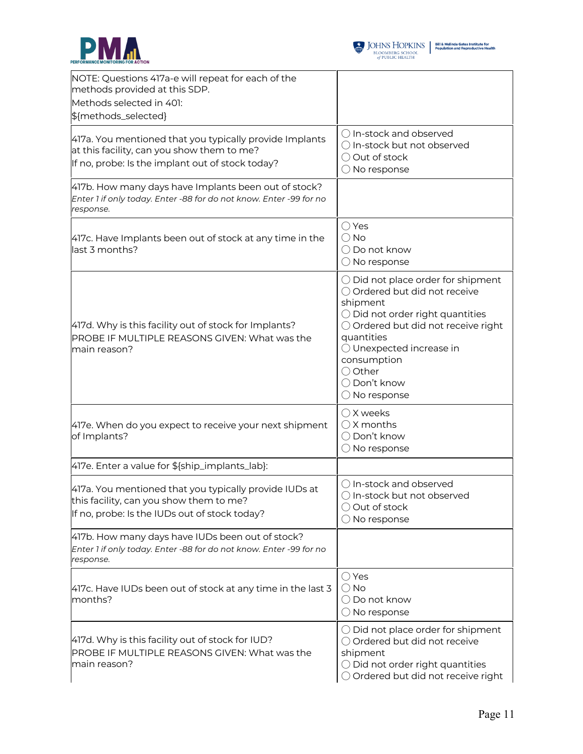| | |
|---|---|
| NOTE: Questions 417a-e will repeat for each of the methods provided at this SDP.<br>Methods selected in 401:<br>${methods_selected} | |
| 417a. You mentioned that you typically provide Implants at this facility, can you show them to me?<br>If no, probe: Is the implant out of stock today? | ◯ In-stock and observed<br>◯ In-stock but not observed<br>◯ Out of stock<br>◯ No response |
| 417b. How many days have Implants been out of stock?<br>*Enter 1 if only today. Enter -88 for do not know. Enter -99 for no response.* | |
| 417c. Have Implants been out of stock at any time in the last 3 months? | ◯ Yes<br>◯ No<br>◯ Do not know<br>◯ No response |
| 417d. Why is this facility out of stock for Implants?<br>PROBE IF MULTIPLE REASONS GIVEN: What was the main reason? | ◯ Did not place order for shipment<br>◯ Ordered but did not receive shipment<br>◯ Did not order right quantities<br>◯ Ordered but did not receive right quantities<br>◯ Unexpected increase in consumption<br>◯ Other<br>◯ Don't know<br>◯ No response |
| 417e. When do you expect to receive your next shipment of Implants? | ◯ X weeks<br>◯ X months<br>◯ Don't know<br>◯ No response |
| 417e. Enter a value for ${ship_implants_lab}: | |
| 417a. You mentioned that you typically provide IUDs at this facility, can you show them to me?<br>If no, probe: Is the IUDs out of stock today? | ◯ In-stock and observed<br>◯ In-stock but not observed<br>◯ Out of stock<br>◯ No response |
| 417b. How many days have IUDs been out of stock?<br>*Enter 1 if only today. Enter -88 for do not know. Enter -99 for no response.* | |
| 417c. Have IUDs been out of stock at any time in the last 3 months? | ◯ Yes<br>◯ No<br>◯ Do not know<br>◯ No response |
| 417d. Why is this facility out of stock for IUD?<br>PROBE IF MULTIPLE REASONS GIVEN: What was the main reason? | ◯ Did not place order for shipment<br>◯ Ordered but did not receive shipment<br>◯ Did not order right quantities<br>◯ Ordered but did not receive right |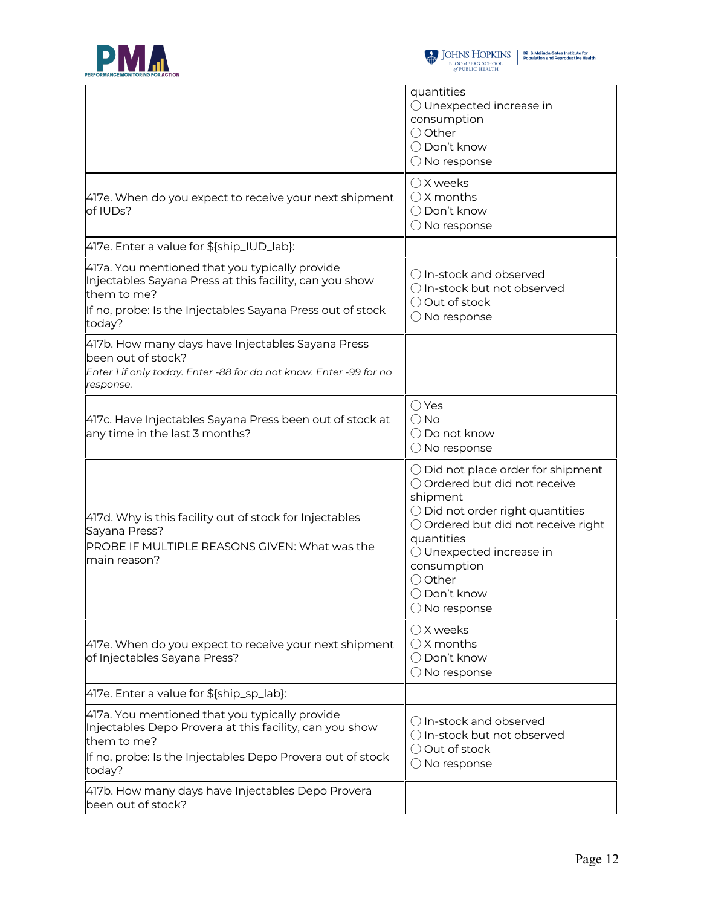| | |
|---|---|
| | quantities<br>◯ Unexpected increase in consumption<br>◯ Other<br>◯ Don't know<br>◯ No response |
| 417e. When do you expect to receive your next shipment of IUDs? | ◯ X weeks<br>◯ X months<br>◯ Don't know<br>◯ No response |
| 417e. Enter a value for ${ship_IUD_lab}: | |
| 417a. You mentioned that you typically provide Injectables Sayana Press at this facility, can you show them to me?<br>If no, probe: Is the Injectables Sayana Press out of stock today? | ◯ In-stock and observed<br>◯ In-stock but not observed<br>◯ Out of stock<br>◯ No response |
| 417b. How many days have Injectables Sayana Press been out of stock?<br>*Enter 1 if only today. Enter -88 for do not know. Enter -99 for no response.* | |
| 417c. Have Injectables Sayana Press been out of stock at any time in the last 3 months? | ◯ Yes<br>◯ No<br>◯ Do not know<br>◯ No response |
| 417d. Why is this facility out of stock for Injectables Sayana Press?<br>PROBE IF MULTIPLE REASONS GIVEN: What was the main reason? | ◯ Did not place order for shipment<br>◯ Ordered but did not receive shipment<br>◯ Did not order right quantities<br>◯ Ordered but did not receive right quantities<br>◯ Unexpected increase in consumption<br>◯ Other<br>◯ Don't know<br>◯ No response |
| 417e. When do you expect to receive your next shipment of Injectables Sayana Press? | ◯ X weeks<br>◯ X months<br>◯ Don't know<br>◯ No response |
| 417e. Enter a value for ${ship_sp_lab}: | |
| 417a. You mentioned that you typically provide Injectables Depo Provera at this facility, can you show them to me?<br>If no, probe: Is the Injectables Depo Provera out of stock today? | ◯ In-stock and observed<br>◯ In-stock but not observed<br>◯ Out of stock<br>◯ No response |
| 417b. How many days have Injectables Depo Provera been out of stock? | |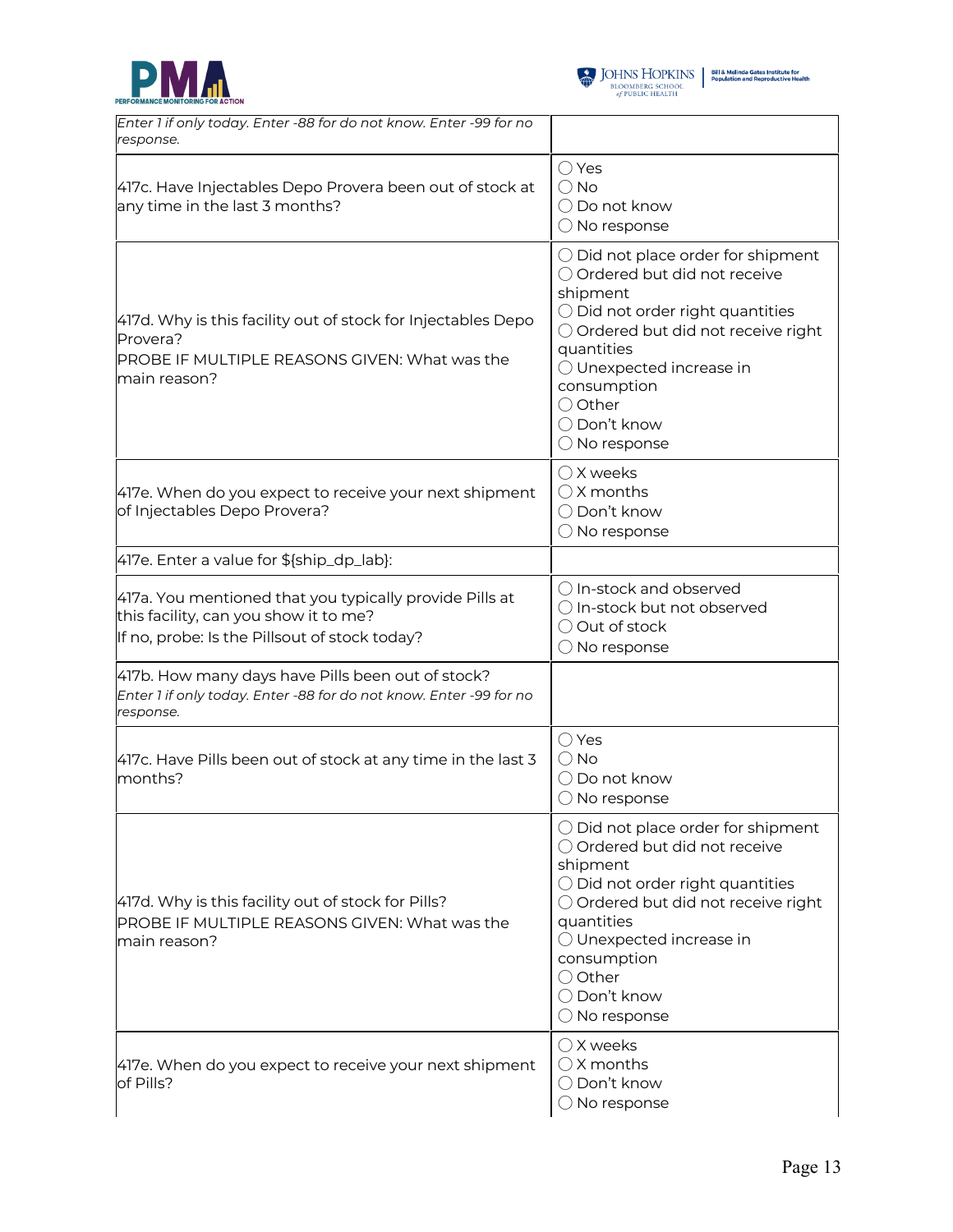| | |
|---|---|
| *Enter 1 if only today. Enter -88 for do not know. Enter -99 for no response.* | |
| 417c. Have Injectables Depo Provera been out of stock at any time in the last 3 months? | ◯ Yes<br>◯ No<br>◯ Do not know<br>◯ No response |
| 417d. Why is this facility out of stock for Injectables Depo Provera?<br>PROBE IF MULTIPLE REASONS GIVEN: What was the main reason? | ◯ Did not place order for shipment<br>◯ Ordered but did not receive shipment<br>◯ Did not order right quantities<br>◯ Ordered but did not receive right quantities<br>◯ Unexpected increase in consumption<br>◯ Other<br>◯ Don't know<br>◯ No response |
| 417e. When do you expect to receive your next shipment of Injectables Depo Provera? | ◯ X weeks<br>◯ X months<br>◯ Don't know<br>◯ No response |
| 417e. Enter a value for ${ship_dp_lab}: | |
| 417a. You mentioned that you typically provide Pills at this facility, can you show it to me?<br>If no, probe: Is the Pillsout of stock today? | ◯ In-stock and observed<br>◯ In-stock but not observed<br>◯ Out of stock<br>◯ No response |
| 417b. How many days have Pills been out of stock?<br>*Enter 1 if only today. Enter -88 for do not know. Enter -99 for no response.* | |
| 417c. Have Pills been out of stock at any time in the last 3 months? | ◯ Yes<br>◯ No<br>◯ Do not know<br>◯ No response |
| 417d. Why is this facility out of stock for Pills?<br>PROBE IF MULTIPLE REASONS GIVEN: What was the main reason? | ◯ Did not place order for shipment<br>◯ Ordered but did not receive shipment<br>◯ Did not order right quantities<br>◯ Ordered but did not receive right quantities<br>◯ Unexpected increase in consumption<br>◯ Other<br>◯ Don't know<br>◯ No response |
| 417e. When do you expect to receive your next shipment of Pills? | ◯ X weeks<br>◯ X months<br>◯ Don't know<br>◯ No response |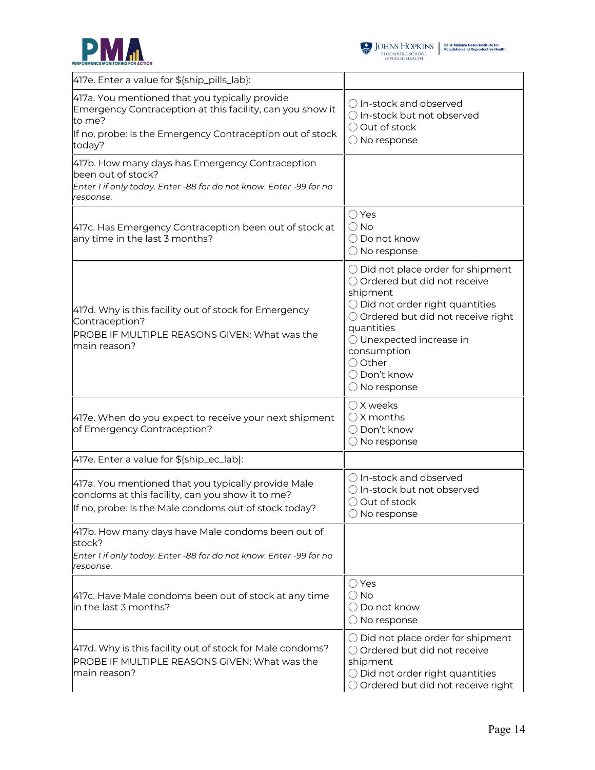| | |
|---|---|
| 417e. Enter a value for ${ship_pills_lab}: | |
| 417a. You mentioned that you typically provide Emergency Contraception at this facility, can you show it to me?<br>If no, probe: Is the Emergency Contraception out of stock today? | ◯ In-stock and observed<br>◯ In-stock but not observed<br>◯ Out of stock<br>◯ No response |
| 417b. How many days has Emergency Contraception been out of stock?<br>*Enter 1 if only today. Enter -88 for do not know. Enter -99 for no response.* | |
| 417c. Has Emergency Contraception been out of stock at any time in the last 3 months? | ◯ Yes<br>◯ No<br>◯ Do not know<br>◯ No response |
| 417d. Why is this facility out of stock for Emergency Contraception?<br>PROBE IF MULTIPLE REASONS GIVEN: What was the main reason? | ◯ Did not place order for shipment<br>◯ Ordered but did not receive shipment<br>◯ Did not order right quantities<br>◯ Ordered but did not receive right quantities<br>◯ Unexpected increase in consumption<br>◯ Other<br>◯ Don't know<br>◯ No response |
| 417e. When do you expect to receive your next shipment of Emergency Contraception? | ◯ X weeks<br>◯ X months<br>◯ Don't know<br>◯ No response |
| 417e. Enter a value for ${ship_ec_lab}: | |
| 417a. You mentioned that you typically provide Male condoms at this facility, can you show it to me?<br>If no, probe: Is the Male condoms out of stock today? | ◯ In-stock and observed<br>◯ In-stock but not observed<br>◯ Out of stock<br>◯ No response |
| 417b. How many days have Male condoms been out of stock?<br>*Enter 1 if only today. Enter -88 for do not know. Enter -99 for no response.* | |
| 417c. Have Male condoms been out of stock at any time in the last 3 months? | ◯ Yes<br>◯ No<br>◯ Do not know<br>◯ No response |
| 417d. Why is this facility out of stock for Male condoms?<br>PROBE IF MULTIPLE REASONS GIVEN: What was the main reason? | ◯ Did not place order for shipment<br>◯ Ordered but did not receive shipment<br>◯ Did not order right quantities<br>◯ Ordered but did not receive right |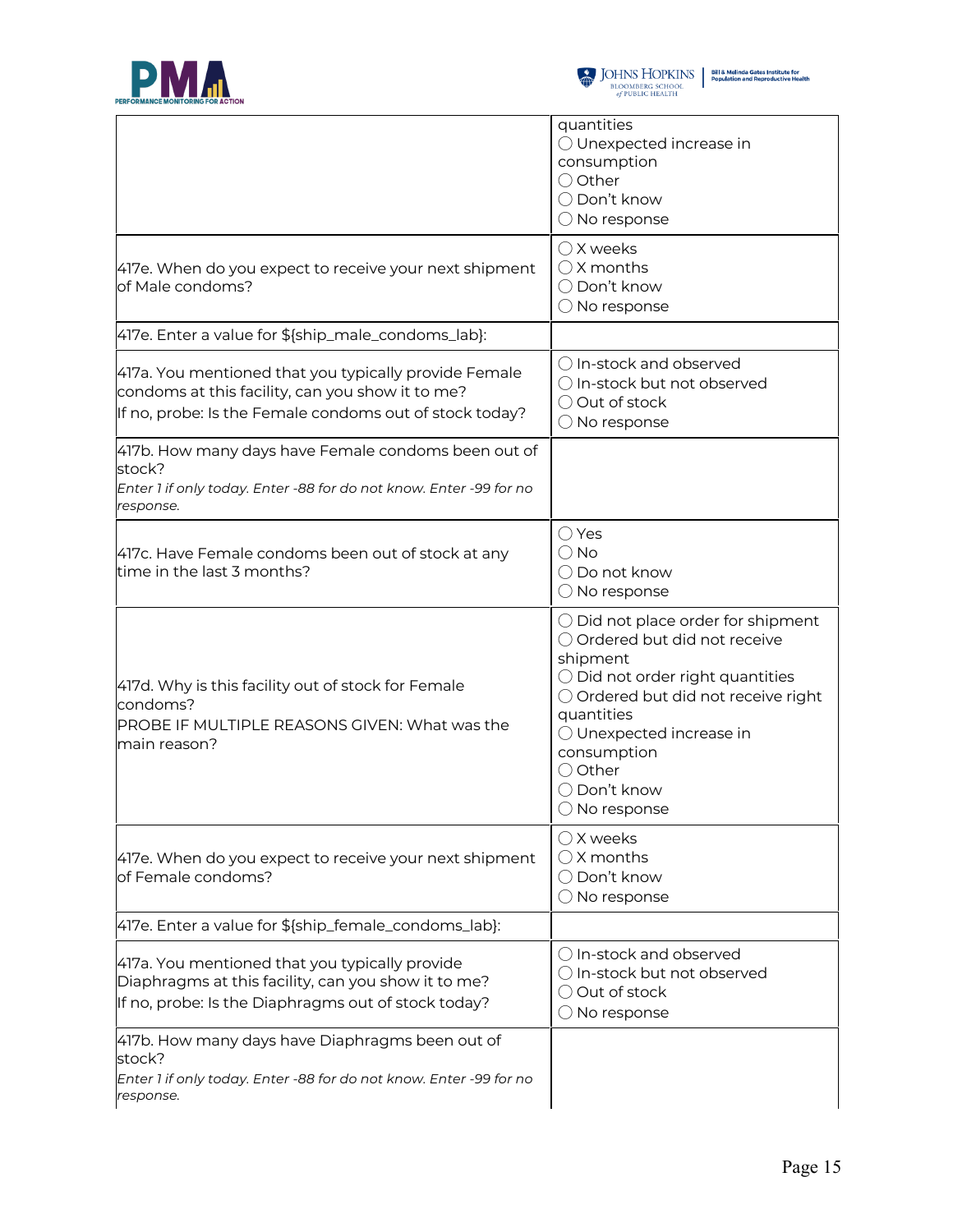| | |
|---|---|
| | quantities<br>◯ Unexpected increase in consumption<br>◯ Other<br>◯ Don't know<br>◯ No response |
| 417e. When do you expect to receive your next shipment of Male condoms? | ◯ X weeks<br>◯ X months<br>◯ Don't know<br>◯ No response |
| 417e. Enter a value for ${ship_male_condoms_lab}: | |
| 417a. You mentioned that you typically provide Female condoms at this facility, can you show it to me?<br>If no, probe: Is the Female condoms out of stock today? | ◯ In-stock and observed<br>◯ In-stock but not observed<br>◯ Out of stock<br>◯ No response |
| 417b. How many days have Female condoms been out of stock?<br>*Enter 1 if only today. Enter -88 for do not know. Enter -99 for no response.* | |
| 417c. Have Female condoms been out of stock at any time in the last 3 months? | ◯ Yes<br>◯ No<br>◯ Do not know<br>◯ No response |
| 417d. Why is this facility out of stock for Female condoms?<br>PROBE IF MULTIPLE REASONS GIVEN: What was the main reason? | ◯ Did not place order for shipment<br>◯ Ordered but did not receive shipment<br>◯ Did not order right quantities<br>◯ Ordered but did not receive right quantities<br>◯ Unexpected increase in consumption<br>◯ Other<br>◯ Don't know<br>◯ No response |
| 417e. When do you expect to receive your next shipment of Female condoms? | ◯ X weeks<br>◯ X months<br>◯ Don't know<br>◯ No response |
| 417e. Enter a value for ${ship_female_condoms_lab}: | |
| 417a. You mentioned that you typically provide Diaphragms at this facility, can you show it to me?<br>If no, probe: Is the Diaphragms out of stock today? | ◯ In-stock and observed<br>◯ In-stock but not observed<br>◯ Out of stock<br>◯ No response |
| 417b. How many days have Diaphragms been out of stock?<br>*Enter 1 if only today. Enter -88 for do not know. Enter -99 for no response.* | |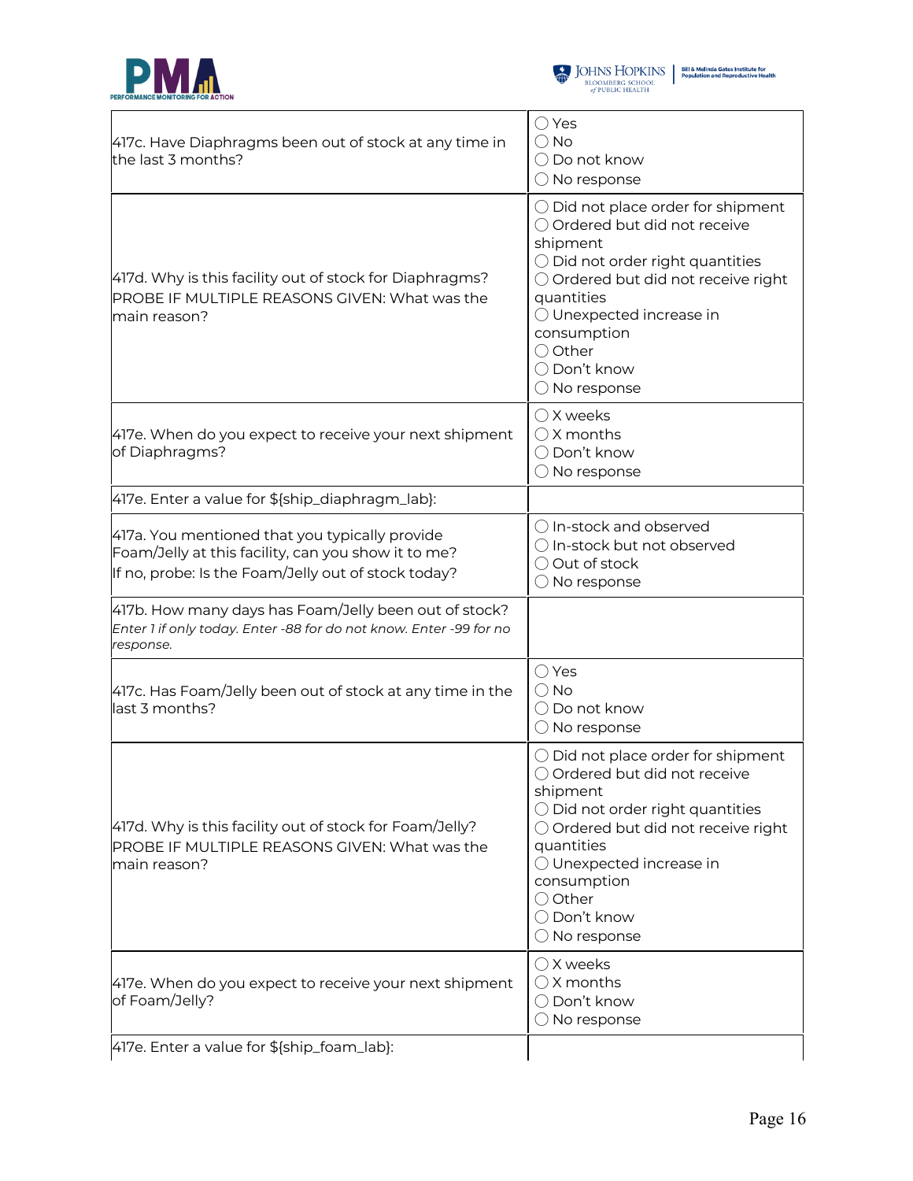| | |
|---|---|
| 417c. Have Diaphragms been out of stock at any time in the last 3 months? | ◯ Yes<br>◯ No<br>◯ Do not know<br>◯ No response |
| 417d. Why is this facility out of stock for Diaphragms? PROBE IF MULTIPLE REASONS GIVEN: What was the main reason? | ◯ Did not place order for shipment<br>◯ Ordered but did not receive shipment<br>◯ Did not order right quantities<br>◯ Ordered but did not receive right quantities<br>◯ Unexpected increase in consumption<br>◯ Other<br>◯ Don't know<br>◯ No response |
| 417e. When do you expect to receive your next shipment of Diaphragms? | ◯ X weeks<br>◯ X months<br>◯ Don't know<br>◯ No response |
| 417e. Enter a value for ${ship_diaphragm_lab}: | |
| 417a. You mentioned that you typically provide Foam/Jelly at this facility, can you show it to me?<br>If no, probe: Is the Foam/Jelly out of stock today? | ◯ In-stock and observed<br>◯ In-stock but not observed<br>◯ Out of stock<br>◯ No response |
| 417b. How many days has Foam/Jelly been out of stock?<br>*Enter 1 if only today. Enter -88 for do not know. Enter -99 for no response.* | |
| 417c. Has Foam/Jelly been out of stock at any time in the last 3 months? | ◯ Yes<br>◯ No<br>◯ Do not know<br>◯ No response |
| 417d. Why is this facility out of stock for Foam/Jelly? PROBE IF MULTIPLE REASONS GIVEN: What was the main reason? | ◯ Did not place order for shipment<br>◯ Ordered but did not receive shipment<br>◯ Did not order right quantities<br>◯ Ordered but did not receive right quantities<br>◯ Unexpected increase in consumption<br>◯ Other<br>◯ Don't know<br>◯ No response |
| 417e. When do you expect to receive your next shipment of Foam/Jelly? | ◯ X weeks<br>◯ X months<br>◯ Don't know<br>◯ No response |
| 417e. Enter a value for ${ship_foam_lab}: | |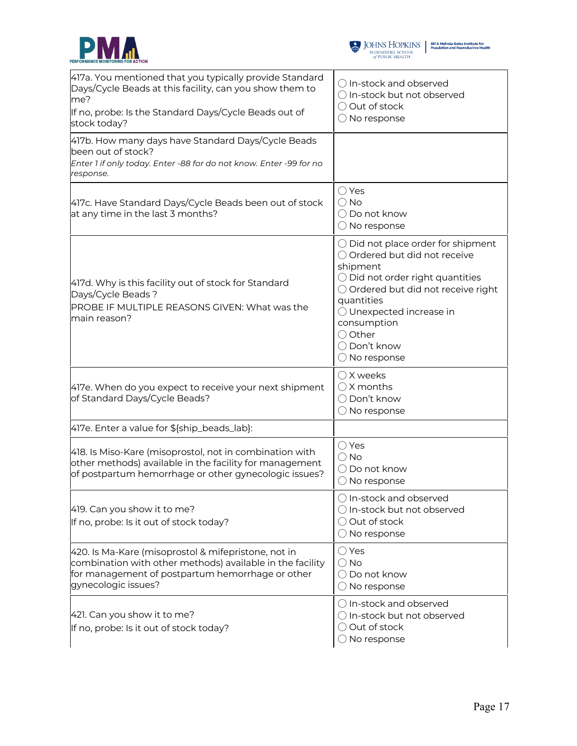| | |
|---|---|
| 417a. You mentioned that you typically provide Standard Days/Cycle Beads at this facility, can you show them to me?<br>If no, probe: Is the Standard Days/Cycle Beads out of stock today? | ◯ In-stock and observed<br>◯ In-stock but not observed<br>◯ Out of stock<br>◯ No response |
| 417b. How many days have Standard Days/Cycle Beads been out of stock?<br>*Enter 1 if only today. Enter -88 for do not know. Enter -99 for no response.* | |
| 417c. Have Standard Days/Cycle Beads been out of stock at any time in the last 3 months? | ◯ Yes<br>◯ No<br>◯ Do not know<br>◯ No response |
| 417d. Why is this facility out of stock for Standard Days/Cycle Beads ?<br>PROBE IF MULTIPLE REASONS GIVEN: What was the main reason? | ◯ Did not place order for shipment<br>◯ Ordered but did not receive shipment<br>◯ Did not order right quantities<br>◯ Ordered but did not receive right quantities<br>◯ Unexpected increase in consumption<br>◯ Other<br>◯ Don't know<br>◯ No response |
| 417e. When do you expect to receive your next shipment of Standard Days/Cycle Beads? | ◯ X weeks<br>◯ X months<br>◯ Don't know<br>◯ No response |
| 417e. Enter a value for ${ship_beads_lab}: | |
| 418. Is Miso-Kare (misoprostol, not in combination with other methods) available in the facility for management of postpartum hemorrhage or other gynecologic issues? | ◯ Yes<br>◯ No<br>◯ Do not know<br>◯ No response |
| 419. Can you show it to me?<br>If no, probe: Is it out of stock today? | ◯ In-stock and observed<br>◯ In-stock but not observed<br>◯ Out of stock<br>◯ No response |
| 420. Is Ma-Kare (misoprostol & mifepristone, not in combination with other methods) available in the facility for management of postpartum hemorrhage or other gynecologic issues? | ◯ Yes<br>◯ No<br>◯ Do not know<br>◯ No response |
| 421. Can you show it to me?<br>If no, probe: Is it out of stock today? | ◯ In-stock and observed<br>◯ In-stock but not observed<br>◯ Out of stock<br>◯ No response |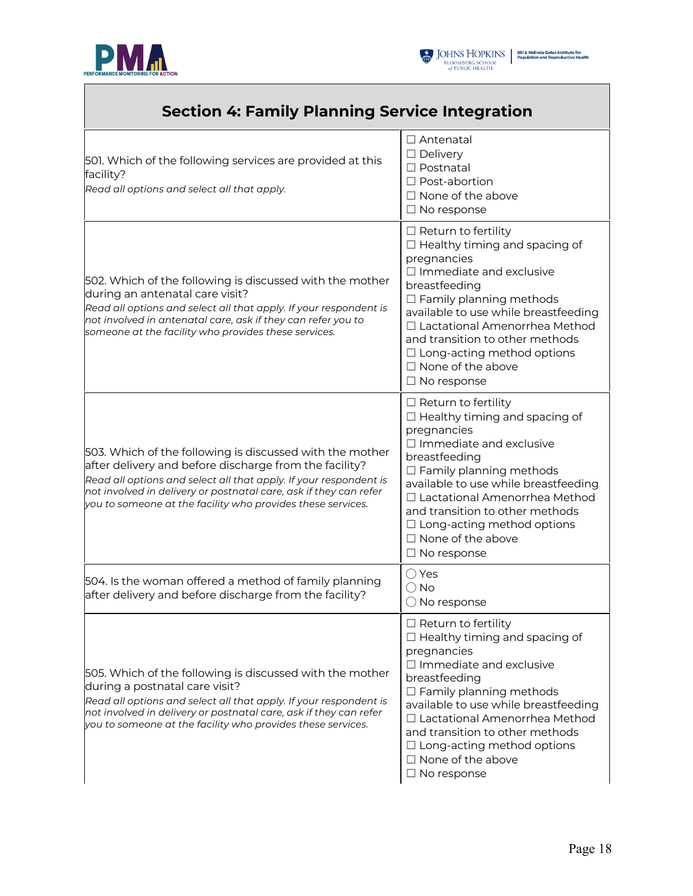## Section 4: Family Planning Service Integration

| | |
|---|---|
| 501. Which of the following services are provided at this facility?<br>*Read all options and select all that apply.* | ☐ Antenatal<br>☐ Delivery<br>☐ Postnatal<br>☐ Post-abortion<br>☐ None of the above<br>☐ No response |
| 502. Which of the following is discussed with the mother during an antenatal care visit?<br>*Read all options and select all that apply. If your respondent is not involved in antenatal care, ask if they can refer you to someone at the facility who provides these services.* | ☐ Return to fertility<br>☐ Healthy timing and spacing of pregnancies<br>☐ Immediate and exclusive breastfeeding<br>☐ Family planning methods available to use while breastfeeding<br>☐ Lactational Amenorrhea Method and transition to other methods<br>☐ Long-acting method options<br>☐ None of the above<br>☐ No response |
| 503. Which of the following is discussed with the mother after delivery and before discharge from the facility?<br>*Read all options and select all that apply. If your respondent is not involved in delivery or postnatal care, ask if they can refer you to someone at the facility who provides these services.* | ☐ Return to fertility<br>☐ Healthy timing and spacing of pregnancies<br>☐ Immediate and exclusive breastfeeding<br>☐ Family planning methods available to use while breastfeeding<br>☐ Lactational Amenorrhea Method and transition to other methods<br>☐ Long-acting method options<br>☐ None of the above<br>☐ No response |
| 504. Is the woman offered a method of family planning after delivery and before discharge from the facility? | ◯ Yes<br>◯ No<br>◯ No response |
| 505. Which of the following is discussed with the mother during a postnatal care visit?<br>*Read all options and select all that apply. If your respondent is not involved in delivery or postnatal care, ask if they can refer you to someone at the facility who provides these services.* | ☐ Return to fertility<br>☐ Healthy timing and spacing of pregnancies<br>☐ Immediate and exclusive breastfeeding<br>☐ Family planning methods available to use while breastfeeding<br>☐ Lactational Amenorrhea Method and transition to other methods<br>☐ Long-acting method options<br>☐ None of the above<br>☐ No response |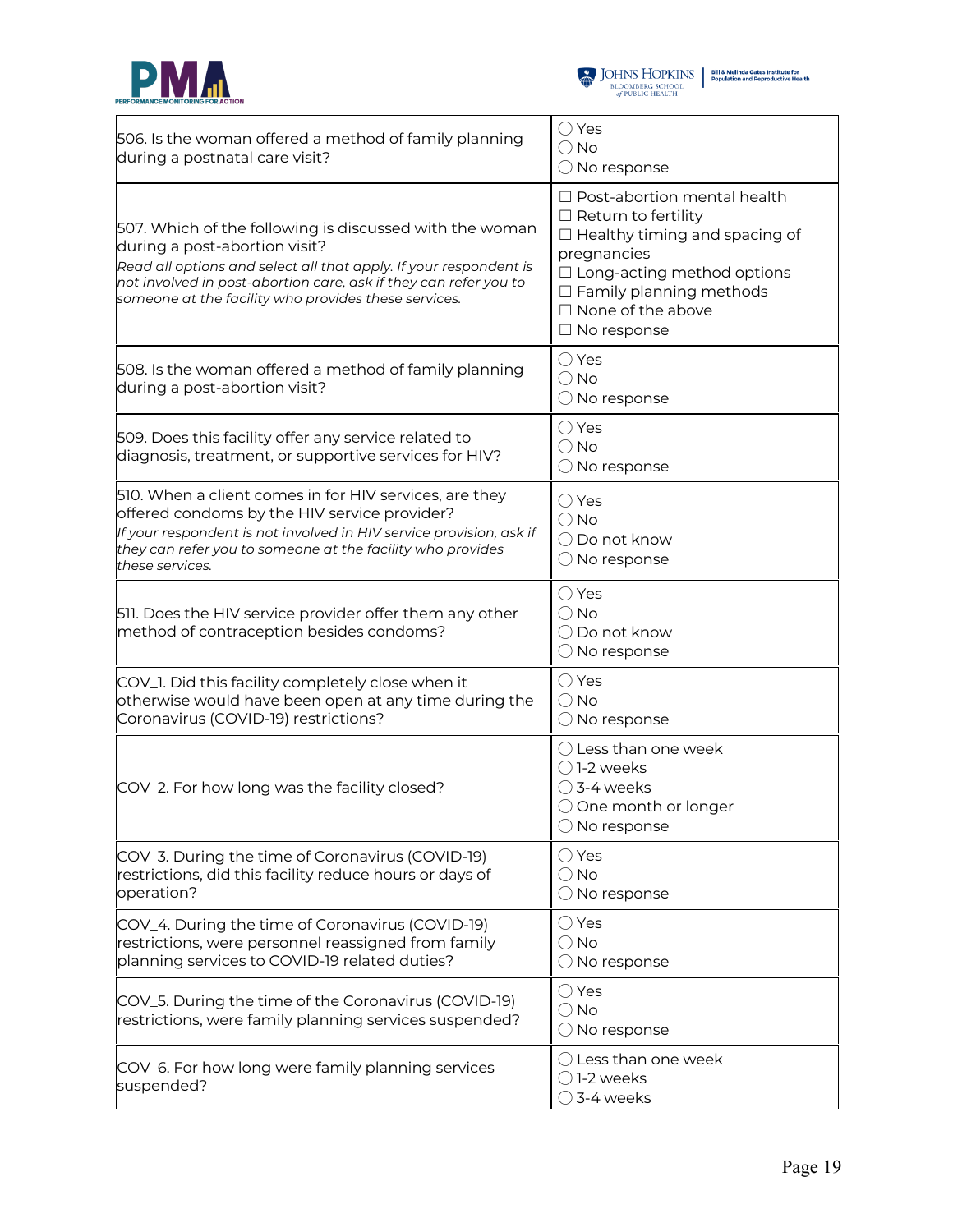| | |
|---|---|
| 506. Is the woman offered a method of family planning during a postnatal care visit? | ◯ Yes<br>◯ No<br>◯ No response |
| 507. Which of the following is discussed with the woman during a post-abortion visit?<br>*Read all options and select all that apply. If your respondent is not involved in post-abortion care, ask if they can refer you to someone at the facility who provides these services.* | ☐ Post-abortion mental health<br>☐ Return to fertility<br>☐ Healthy timing and spacing of pregnancies<br>☐ Long-acting method options<br>☐ Family planning methods<br>☐ None of the above<br>☐ No response |
| 508. Is the woman offered a method of family planning during a post-abortion visit? | ◯ Yes<br>◯ No<br>◯ No response |
| 509. Does this facility offer any service related to diagnosis, treatment, or supportive services for HIV? | ◯ Yes<br>◯ No<br>◯ No response |
| 510. When a client comes in for HIV services, are they offered condoms by the HIV service provider?<br>*If your respondent is not involved in HIV service provision, ask if they can refer you to someone at the facility who provides these services.* | ◯ Yes<br>◯ No<br>◯ Do not know<br>◯ No response |
| 511. Does the HIV service provider offer them any other method of contraception besides condoms? | ◯ Yes<br>◯ No<br>◯ Do not know<br>◯ No response |
| COV_1. Did this facility completely close when it otherwise would have been open at any time during the Coronavirus (COVID-19) restrictions? | ◯ Yes<br>◯ No<br>◯ No response |
| COV_2. For how long was the facility closed? | ◯ Less than one week<br>◯ 1-2 weeks<br>◯ 3-4 weeks<br>◯ One month or longer<br>◯ No response |
| COV_3. During the time of Coronavirus (COVID-19) restrictions, did this facility reduce hours or days of operation? | ◯ Yes<br>◯ No<br>◯ No response |
| COV_4. During the time of Coronavirus (COVID-19) restrictions, were personnel reassigned from family planning services to COVID-19 related duties? | ◯ Yes<br>◯ No<br>◯ No response |
| COV_5. During the time of the Coronavirus (COVID-19) restrictions, were family planning services suspended? | ◯ Yes<br>◯ No<br>◯ No response |
| COV_6. For how long were family planning services suspended? | ◯ Less than one week<br>◯ 1-2 weeks<br>◯ 3-4 weeks |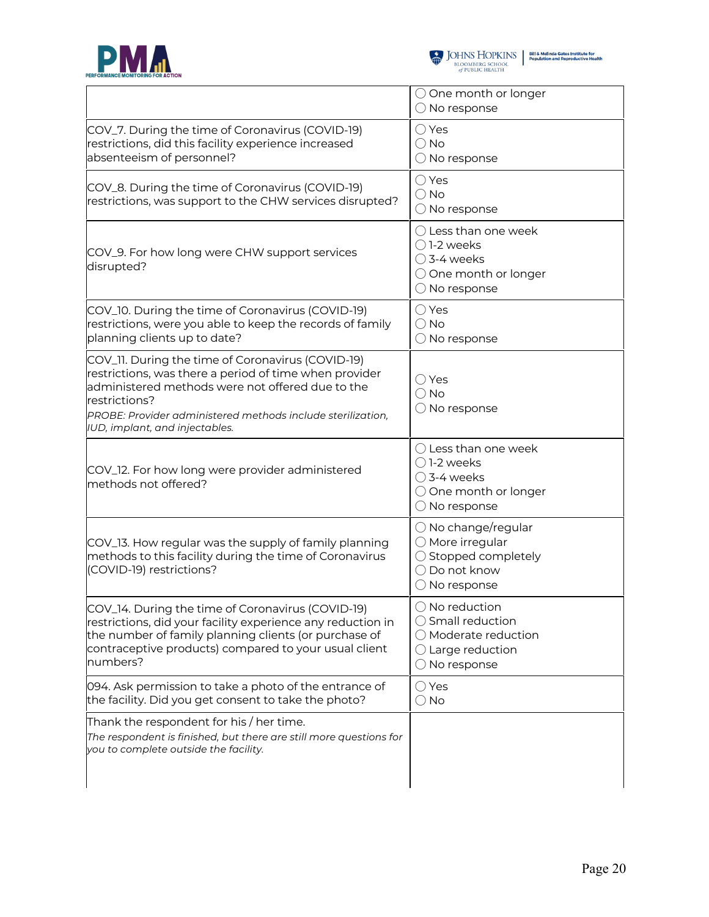| | |
|---|---|
| | ◯ One month or longer<br>◯ No response |
| COV_7. During the time of Coronavirus (COVID-19) restrictions, did this facility experience increased absenteeism of personnel? | ◯ Yes<br>◯ No<br>◯ No response |
| COV_8. During the time of Coronavirus (COVID-19) restrictions, was support to the CHW services disrupted? | ◯ Yes<br>◯ No<br>◯ No response |
| COV_9. For how long were CHW support services disrupted? | ◯ Less than one week<br>◯ 1-2 weeks<br>◯ 3-4 weeks<br>◯ One month or longer<br>◯ No response |
| COV_10. During the time of Coronavirus (COVID-19) restrictions, were you able to keep the records of family planning clients up to date? | ◯ Yes<br>◯ No<br>◯ No response |
| COV_11. During the time of Coronavirus (COVID-19) restrictions, was there a period of time when provider administered methods were not offered due to the restrictions?<br>*PROBE: Provider administered methods include sterilization, IUD, implant, and injectables.* | ◯ Yes<br>◯ No<br>◯ No response |
| COV_12. For how long were provider administered methods not offered? | ◯ Less than one week<br>◯ 1-2 weeks<br>◯ 3-4 weeks<br>◯ One month or longer<br>◯ No response |
| COV_13. How regular was the supply of family planning methods to this facility during the time of Coronavirus (COVID-19) restrictions? | ◯ No change/regular<br>◯ More irregular<br>◯ Stopped completely<br>◯ Do not know<br>◯ No response |
| COV_14. During the time of Coronavirus (COVID-19) restrictions, did your facility experience any reduction in the number of family planning clients (or purchase of contraceptive products) compared to your usual client numbers? | ◯ No reduction<br>◯ Small reduction<br>◯ Moderate reduction<br>◯ Large reduction<br>◯ No response |
| 094. Ask permission to take a photo of the entrance of the facility. Did you get consent to take the photo? | ◯ Yes<br>◯ No |
| Thank the respondent for his / her time.<br>*The respondent is finished, but there are still more questions for you to complete outside the facility.* | |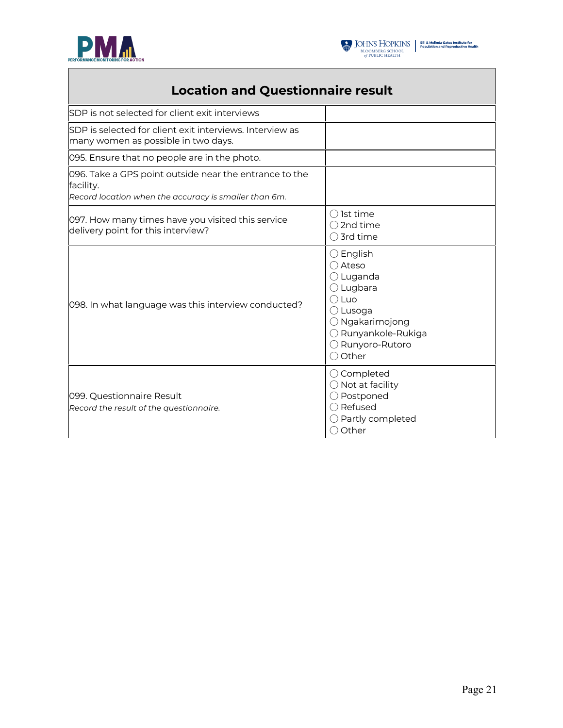| Location and Questionnaire result | |
|---|---|
| SDP is not selected for client exit interviews | |
| SDP is selected for client exit interviews. Interview as many women as possible in two days. | |
| 095. Ensure that no people are in the photo. | |
| 096. Take a GPS point outside near the entrance to the facility.<br>*Record location when the accuracy is smaller than 6m.* | |
| 097. How many times have you visited this service delivery point for this interview? | ◯ 1st time<br>◯ 2nd time<br>◯ 3rd time |
| 098. In what language was this interview conducted? | ◯ English<br>◯ Ateso<br>◯ Luganda<br>◯ Lugbara<br>◯ Luo<br>◯ Lusoga<br>◯ Ngakarimojong<br>◯ Runyankole-Rukiga<br>◯ Runyoro-Rutoro<br>◯ Other |
| 099. Questionnaire Result<br>*Record the result of the questionnaire.* | ◯ Completed<br>◯ Not at facility<br>◯ Postponed<br>◯ Refused<br>◯ Partly completed<br>◯ Other |